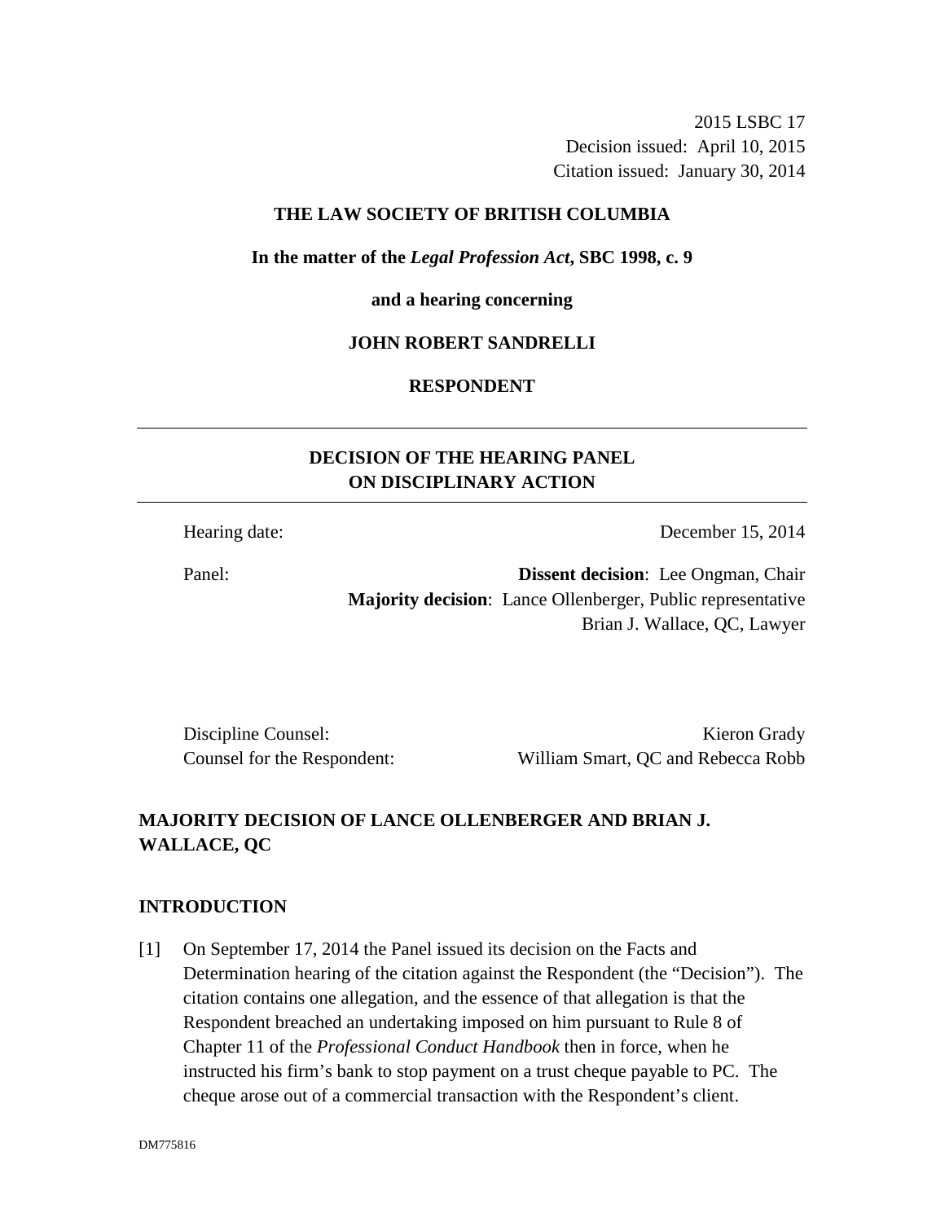2015 LSBC 17
Decision issued: April 10, 2015
Citation issued: January 30, 2014

**THE LAW SOCIETY OF BRITISH COLUMBIA**

**In the matter of the *Legal Profession Act*, SBC 1998, c. 9**

**and a hearing concerning**

**JOHN ROBERT SANDRELLI**

**RESPONDENT**

---

## DECISION OF THE HEARING PANEL ON DISCIPLINARY ACTION

---

Hearing date: December 15, 2014

Panel: **Dissent decision**: Lee Ongman, Chair
**Majority decision**: Lance Ollenberger, Public representative
Brian J. Wallace, QC, Lawyer

Discipline Counsel: Kieron Grady
Counsel for the Respondent: William Smart, QC and Rebecca Robb

## MAJORITY DECISION OF LANCE OLLENBERGER AND BRIAN J. WALLACE, QC

### INTRODUCTION

[1] On September 17, 2014 the Panel issued its decision on the Facts and Determination hearing of the citation against the Respondent (the "Decision"). The citation contains one allegation, and the essence of that allegation is that the Respondent breached an undertaking imposed on him pursuant to Rule 8 of Chapter 11 of the *Professional Conduct Handbook* then in force, when he instructed his firm's bank to stop payment on a trust cheque payable to PC. The cheque arose out of a commercial transaction with the Respondent's client.

DM775816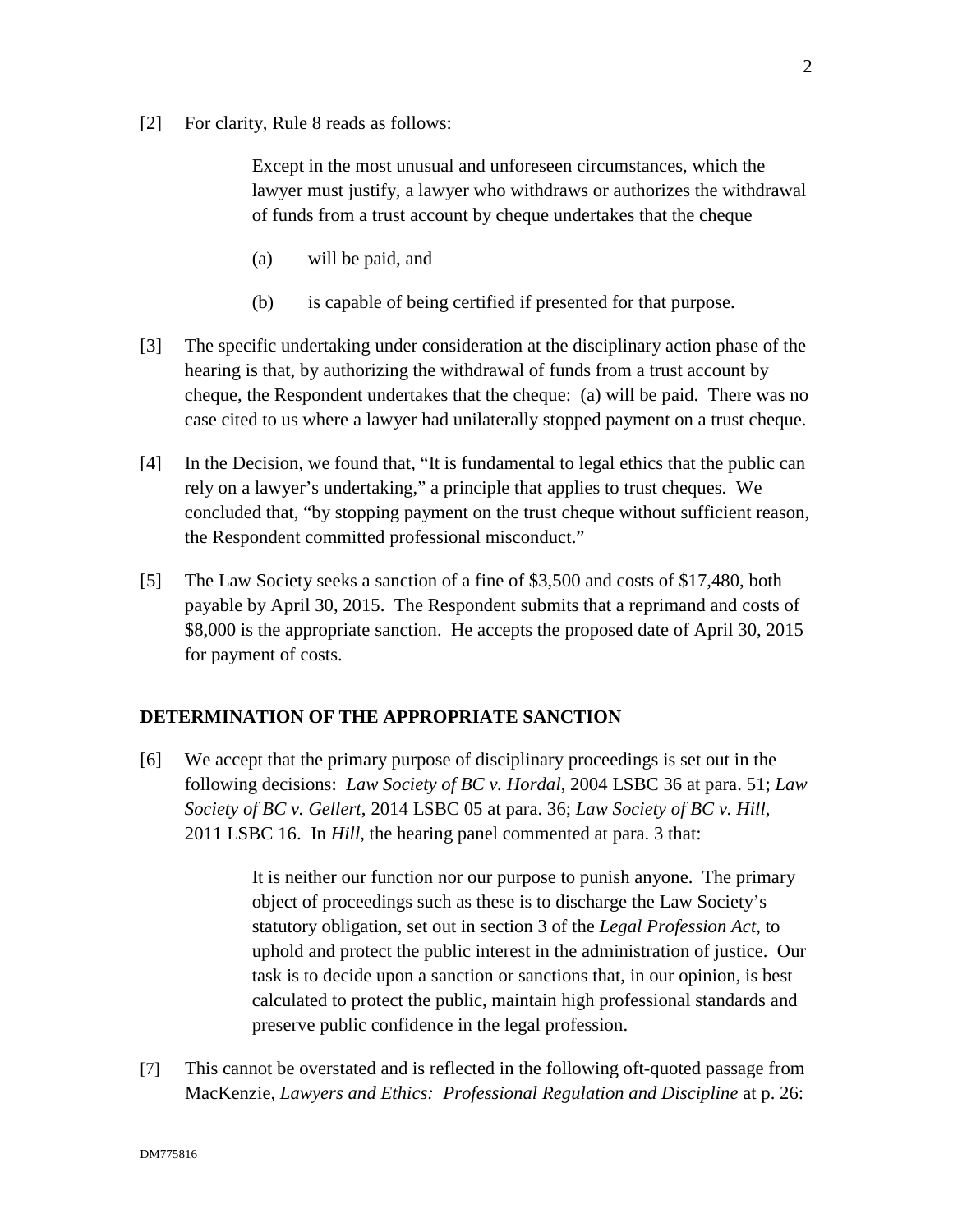[2] For clarity, Rule 8 reads as follows:

> Except in the most unusual and unforeseen circumstances, which the lawyer must justify, a lawyer who withdraws or authorizes the withdrawal of funds from a trust account by cheque undertakes that the cheque
>
> (a) will be paid, and
>
> (b) is capable of being certified if presented for that purpose.

[3] The specific undertaking under consideration at the disciplinary action phase of the hearing is that, by authorizing the withdrawal of funds from a trust account by cheque, the Respondent undertakes that the cheque: (a) will be paid. There was no case cited to us where a lawyer had unilaterally stopped payment on a trust cheque.

[4] In the Decision, we found that, "It is fundamental to legal ethics that the public can rely on a lawyer's undertaking," a principle that applies to trust cheques. We concluded that, "by stopping payment on the trust cheque without sufficient reason, the Respondent committed professional misconduct."

[5] The Law Society seeks a sanction of a fine of $3,500 and costs of $17,480, both payable by April 30, 2015. The Respondent submits that a reprimand and costs of $8,000 is the appropriate sanction. He accepts the proposed date of April 30, 2015 for payment of costs.

## DETERMINATION OF THE APPROPRIATE SANCTION

[6] We accept that the primary purpose of disciplinary proceedings is set out in the following decisions: *Law Society of BC v. Hordal*, 2004 LSBC 36 at para. 51; *Law Society of BC v. Gellert*, 2014 LSBC 05 at para. 36; *Law Society of BC v. Hill*, 2011 LSBC 16. In *Hill*, the hearing panel commented at para. 3 that:

> It is neither our function nor our purpose to punish anyone. The primary object of proceedings such as these is to discharge the Law Society's statutory obligation, set out in section 3 of the *Legal Profession Act*, to uphold and protect the public interest in the administration of justice. Our task is to decide upon a sanction or sanctions that, in our opinion, is best calculated to protect the public, maintain high professional standards and preserve public confidence in the legal profession.

[7] This cannot be overstated and is reflected in the following oft-quoted passage from MacKenzie, *Lawyers and Ethics: Professional Regulation and Discipline* at p. 26: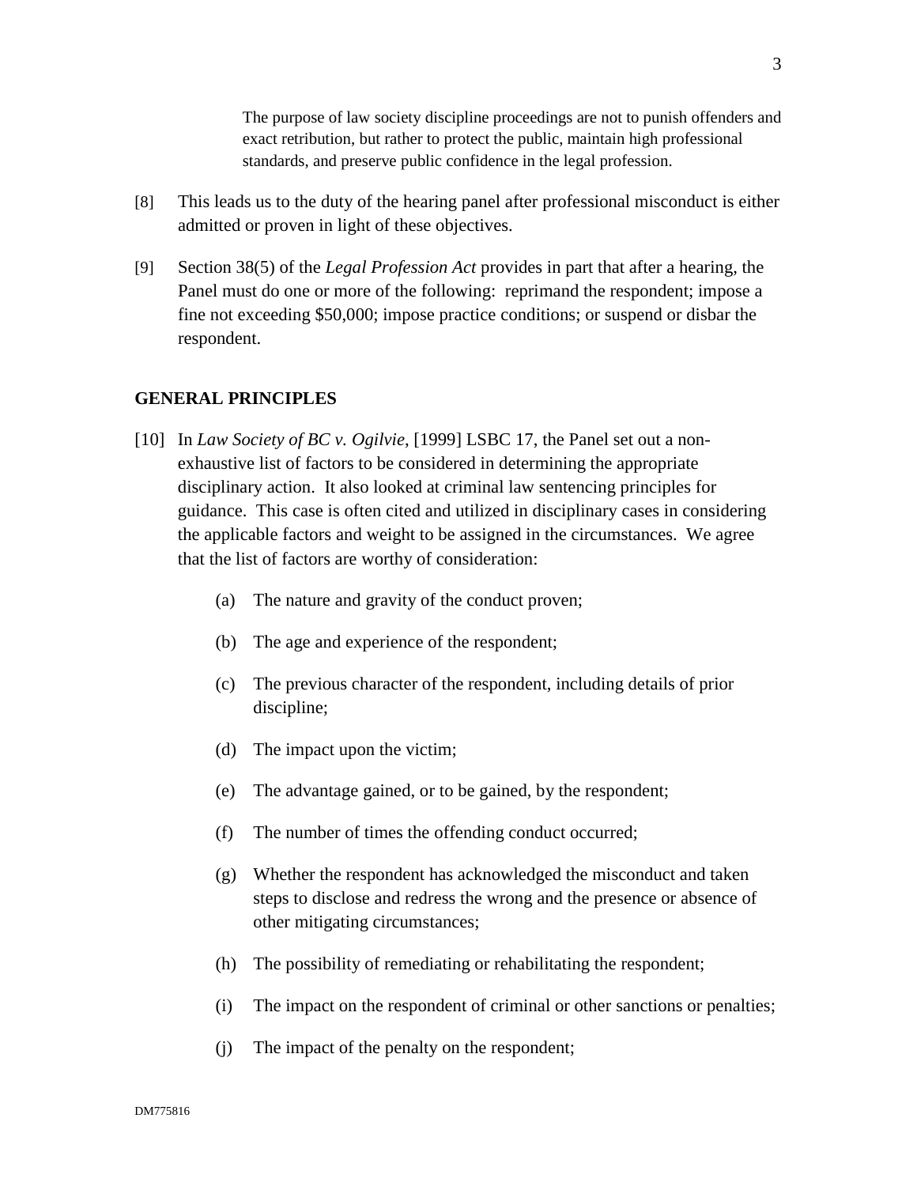> The purpose of law society discipline proceedings are not to punish offenders and exact retribution, but rather to protect the public, maintain high professional standards, and preserve public confidence in the legal profession.

[8] This leads us to the duty of the hearing panel after professional misconduct is either admitted or proven in light of these objectives.

[9] Section 38(5) of the *Legal Profession Act* provides in part that after a hearing, the Panel must do one or more of the following: reprimand the respondent; impose a fine not exceeding $50,000; impose practice conditions; or suspend or disbar the respondent.

## GENERAL PRINCIPLES

[10] In *Law Society of BC v. Ogilvie*, [1999] LSBC 17, the Panel set out a non-exhaustive list of factors to be considered in determining the appropriate disciplinary action. It also looked at criminal law sentencing principles for guidance. This case is often cited and utilized in disciplinary cases in considering the applicable factors and weight to be assigned in the circumstances. We agree that the list of factors are worthy of consideration:

(a) The nature and gravity of the conduct proven;

(b) The age and experience of the respondent;

(c) The previous character of the respondent, including details of prior discipline;

(d) The impact upon the victim;

(e) The advantage gained, or to be gained, by the respondent;

(f) The number of times the offending conduct occurred;

(g) Whether the respondent has acknowledged the misconduct and taken steps to disclose and redress the wrong and the presence or absence of other mitigating circumstances;

(h) The possibility of remediating or rehabilitating the respondent;

(i) The impact on the respondent of criminal or other sanctions or penalties;

(j) The impact of the penalty on the respondent;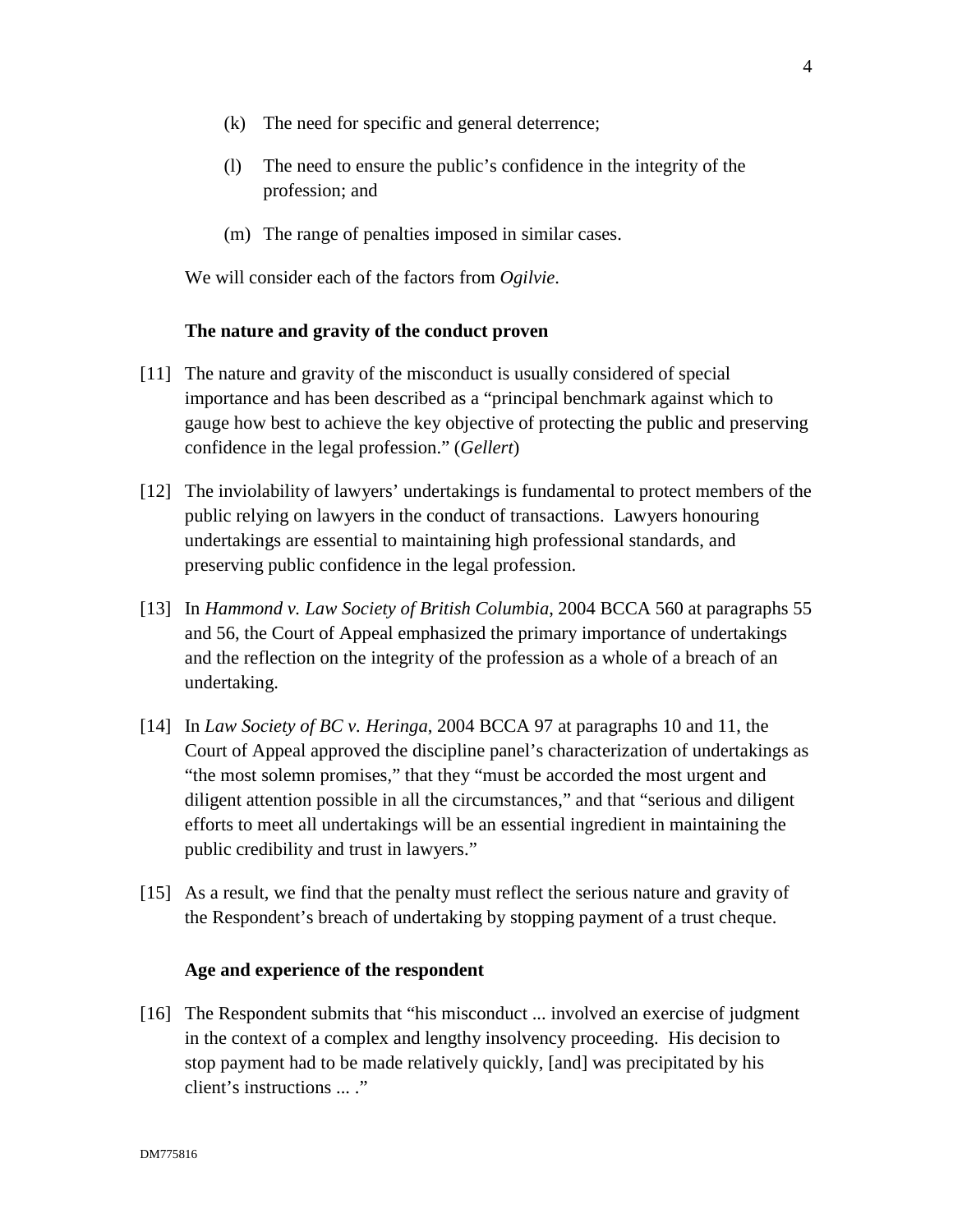(k) The need for specific and general deterrence;

(l) The need to ensure the public's confidence in the integrity of the profession; and

(m) The range of penalties imposed in similar cases.

We will consider each of the factors from *Ogilvie*.

**The nature and gravity of the conduct proven**

[11] The nature and gravity of the misconduct is usually considered of special importance and has been described as a "principal benchmark against which to gauge how best to achieve the key objective of protecting the public and preserving confidence in the legal profession." (*Gellert*)

[12] The inviolability of lawyers' undertakings is fundamental to protect members of the public relying on lawyers in the conduct of transactions. Lawyers honouring undertakings are essential to maintaining high professional standards, and preserving public confidence in the legal profession.

[13] In *Hammond v. Law Society of British Columbia*, 2004 BCCA 560 at paragraphs 55 and 56, the Court of Appeal emphasized the primary importance of undertakings and the reflection on the integrity of the profession as a whole of a breach of an undertaking.

[14] In *Law Society of BC v. Heringa*, 2004 BCCA 97 at paragraphs 10 and 11, the Court of Appeal approved the discipline panel's characterization of undertakings as "the most solemn promises," that they "must be accorded the most urgent and diligent attention possible in all the circumstances," and that "serious and diligent efforts to meet all undertakings will be an essential ingredient in maintaining the public credibility and trust in lawyers."

[15] As a result, we find that the penalty must reflect the serious nature and gravity of the Respondent's breach of undertaking by stopping payment of a trust cheque.

**Age and experience of the respondent**

[16] The Respondent submits that "his misconduct ... involved an exercise of judgment in the context of a complex and lengthy insolvency proceeding. His decision to stop payment had to be made relatively quickly, [and] was precipitated by his client's instructions ... ."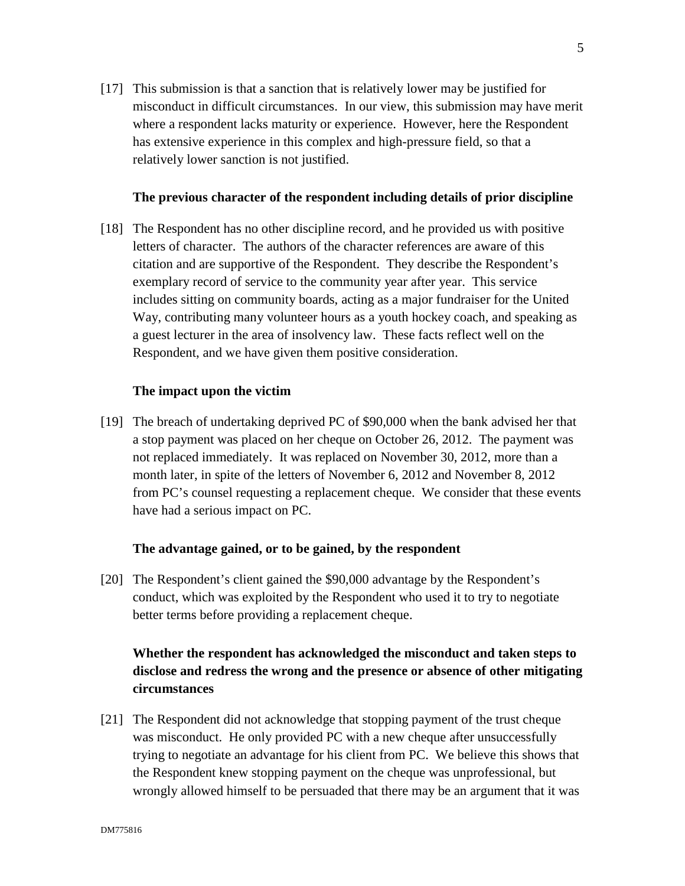[17] This submission is that a sanction that is relatively lower may be justified for misconduct in difficult circumstances. In our view, this submission may have merit where a respondent lacks maturity or experience. However, here the Respondent has extensive experience in this complex and high-pressure field, so that a relatively lower sanction is not justified.

**The previous character of the respondent including details of prior discipline**

[18] The Respondent has no other discipline record, and he provided us with positive letters of character. The authors of the character references are aware of this citation and are supportive of the Respondent. They describe the Respondent's exemplary record of service to the community year after year. This service includes sitting on community boards, acting as a major fundraiser for the United Way, contributing many volunteer hours as a youth hockey coach, and speaking as a guest lecturer in the area of insolvency law. These facts reflect well on the Respondent, and we have given them positive consideration.

**The impact upon the victim**

[19] The breach of undertaking deprived PC of $90,000 when the bank advised her that a stop payment was placed on her cheque on October 26, 2012. The payment was not replaced immediately. It was replaced on November 30, 2012, more than a month later, in spite of the letters of November 6, 2012 and November 8, 2012 from PC's counsel requesting a replacement cheque. We consider that these events have had a serious impact on PC.

**The advantage gained, or to be gained, by the respondent**

[20] The Respondent's client gained the $90,000 advantage by the Respondent's conduct, which was exploited by the Respondent who used it to try to negotiate better terms before providing a replacement cheque.

**Whether the respondent has acknowledged the misconduct and taken steps to disclose and redress the wrong and the presence or absence of other mitigating circumstances**

[21] The Respondent did not acknowledge that stopping payment of the trust cheque was misconduct. He only provided PC with a new cheque after unsuccessfully trying to negotiate an advantage for his client from PC. We believe this shows that the Respondent knew stopping payment on the cheque was unprofessional, but wrongly allowed himself to be persuaded that there may be an argument that it was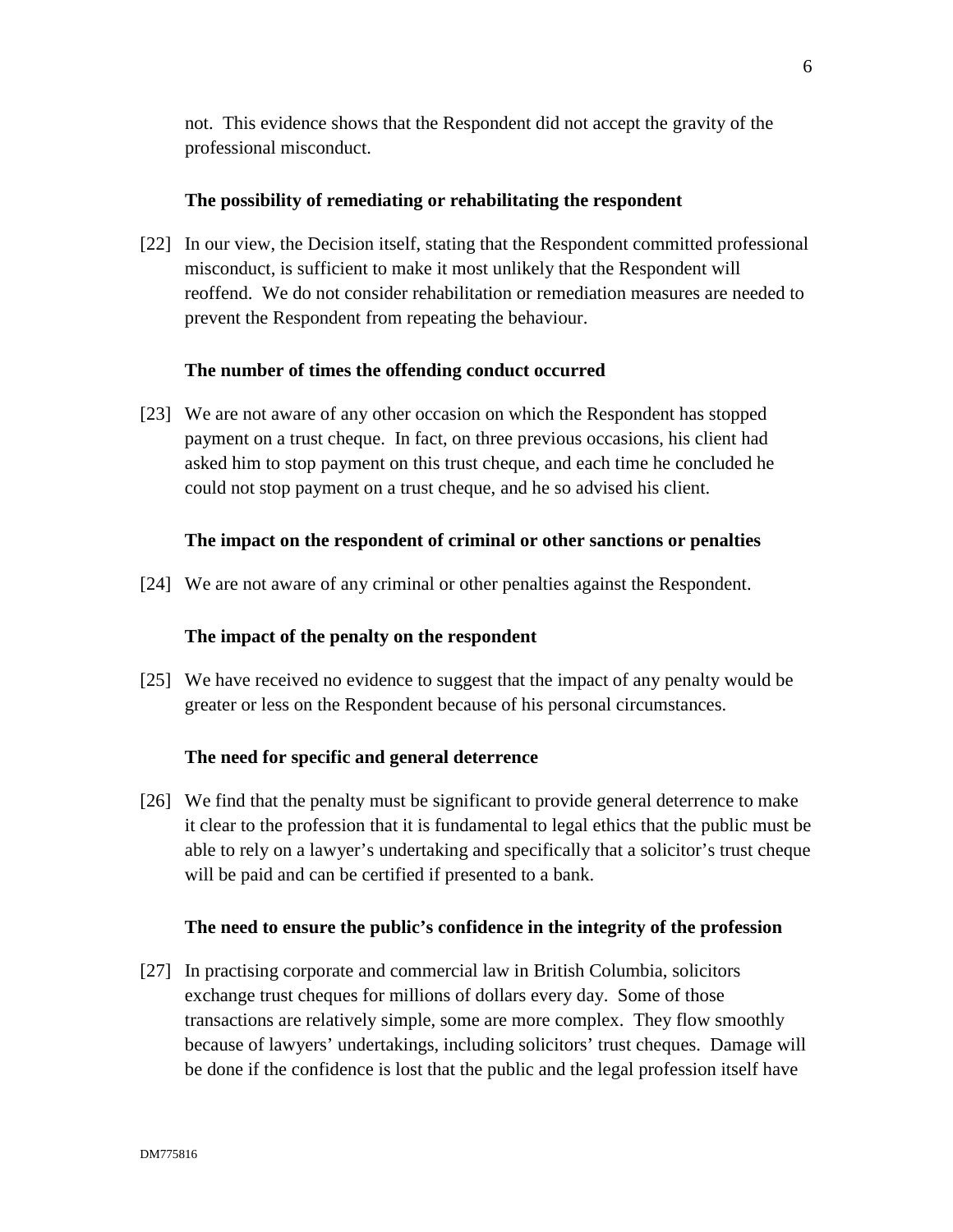not. This evidence shows that the Respondent did not accept the gravity of the professional misconduct.

**The possibility of remediating or rehabilitating the respondent**

[22] In our view, the Decision itself, stating that the Respondent committed professional misconduct, is sufficient to make it most unlikely that the Respondent will reoffend. We do not consider rehabilitation or remediation measures are needed to prevent the Respondent from repeating the behaviour.

**The number of times the offending conduct occurred**

[23] We are not aware of any other occasion on which the Respondent has stopped payment on a trust cheque. In fact, on three previous occasions, his client had asked him to stop payment on this trust cheque, and each time he concluded he could not stop payment on a trust cheque, and he so advised his client.

**The impact on the respondent of criminal or other sanctions or penalties**

[24] We are not aware of any criminal or other penalties against the Respondent.

**The impact of the penalty on the respondent**

[25] We have received no evidence to suggest that the impact of any penalty would be greater or less on the Respondent because of his personal circumstances.

**The need for specific and general deterrence**

[26] We find that the penalty must be significant to provide general deterrence to make it clear to the profession that it is fundamental to legal ethics that the public must be able to rely on a lawyer's undertaking and specifically that a solicitor's trust cheque will be paid and can be certified if presented to a bank.

**The need to ensure the public's confidence in the integrity of the profession**

[27] In practising corporate and commercial law in British Columbia, solicitors exchange trust cheques for millions of dollars every day. Some of those transactions are relatively simple, some are more complex. They flow smoothly because of lawyers' undertakings, including solicitors' trust cheques. Damage will be done if the confidence is lost that the public and the legal profession itself have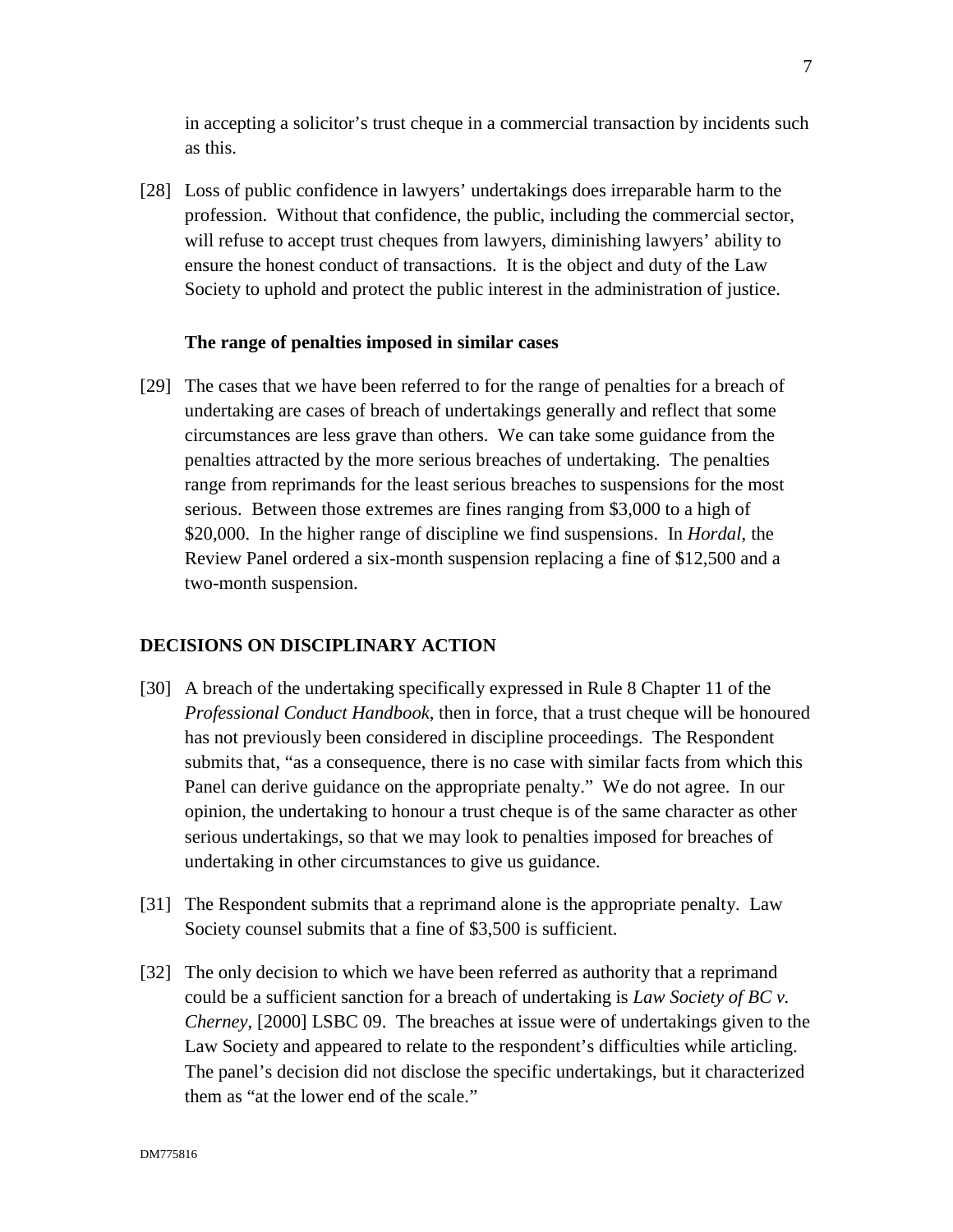in accepting a solicitor's trust cheque in a commercial transaction by incidents such as this.

[28] Loss of public confidence in lawyers' undertakings does irreparable harm to the profession. Without that confidence, the public, including the commercial sector, will refuse to accept trust cheques from lawyers, diminishing lawyers' ability to ensure the honest conduct of transactions. It is the object and duty of the Law Society to uphold and protect the public interest in the administration of justice.

### The range of penalties imposed in similar cases

[29] The cases that we have been referred to for the range of penalties for a breach of undertaking are cases of breach of undertakings generally and reflect that some circumstances are less grave than others. We can take some guidance from the penalties attracted by the more serious breaches of undertaking. The penalties range from reprimands for the least serious breaches to suspensions for the most serious. Between those extremes are fines ranging from $3,000 to a high of $20,000. In the higher range of discipline we find suspensions. In *Hordal*, the Review Panel ordered a six-month suspension replacing a fine of $12,500 and a two-month suspension.

## DECISIONS ON DISCIPLINARY ACTION

[30] A breach of the undertaking specifically expressed in Rule 8 Chapter 11 of the *Professional Conduct Handbook*, then in force, that a trust cheque will be honoured has not previously been considered in discipline proceedings. The Respondent submits that, "as a consequence, there is no case with similar facts from which this Panel can derive guidance on the appropriate penalty." We do not agree. In our opinion, the undertaking to honour a trust cheque is of the same character as other serious undertakings, so that we may look to penalties imposed for breaches of undertaking in other circumstances to give us guidance.

[31] The Respondent submits that a reprimand alone is the appropriate penalty. Law Society counsel submits that a fine of $3,500 is sufficient.

[32] The only decision to which we have been referred as authority that a reprimand could be a sufficient sanction for a breach of undertaking is *Law Society of BC v. Cherney*, [2000] LSBC 09. The breaches at issue were of undertakings given to the Law Society and appeared to relate to the respondent's difficulties while articling. The panel's decision did not disclose the specific undertakings, but it characterized them as "at the lower end of the scale."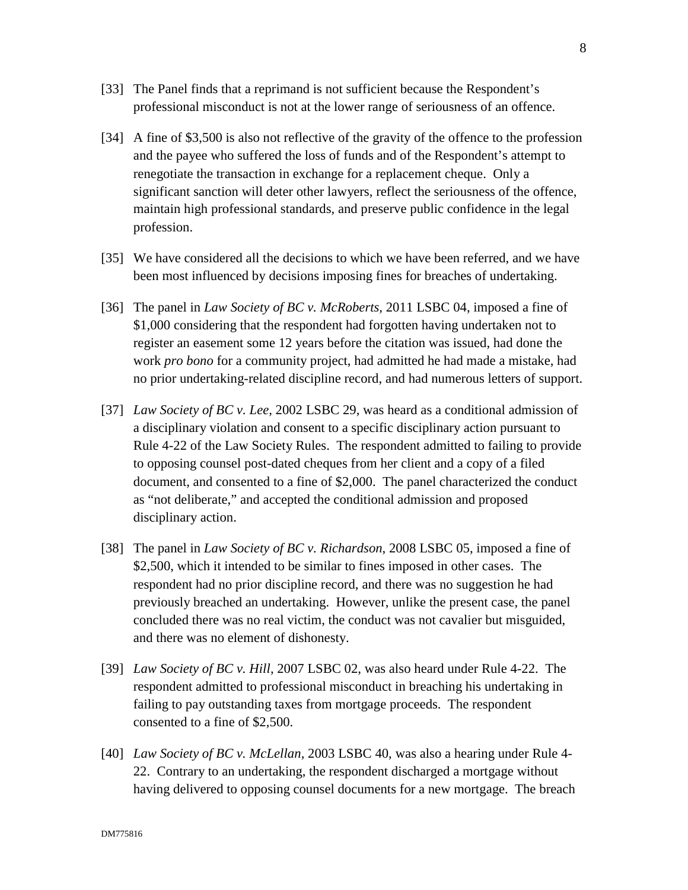[33] The Panel finds that a reprimand is not sufficient because the Respondent's professional misconduct is not at the lower range of seriousness of an offence.

[34] A fine of $3,500 is also not reflective of the gravity of the offence to the profession and the payee who suffered the loss of funds and of the Respondent's attempt to renegotiate the transaction in exchange for a replacement cheque. Only a significant sanction will deter other lawyers, reflect the seriousness of the offence, maintain high professional standards, and preserve public confidence in the legal profession.

[35] We have considered all the decisions to which we have been referred, and we have been most influenced by decisions imposing fines for breaches of undertaking.

[36] The panel in *Law Society of BC v. McRoberts*, 2011 LSBC 04, imposed a fine of $1,000 considering that the respondent had forgotten having undertaken not to register an easement some 12 years before the citation was issued, had done the work *pro bono* for a community project, had admitted he had made a mistake, had no prior undertaking-related discipline record, and had numerous letters of support.

[37] *Law Society of BC v. Lee*, 2002 LSBC 29, was heard as a conditional admission of a disciplinary violation and consent to a specific disciplinary action pursuant to Rule 4-22 of the Law Society Rules. The respondent admitted to failing to provide to opposing counsel post-dated cheques from her client and a copy of a filed document, and consented to a fine of $2,000. The panel characterized the conduct as "not deliberate," and accepted the conditional admission and proposed disciplinary action.

[38] The panel in *Law Society of BC v. Richardson*, 2008 LSBC 05, imposed a fine of $2,500, which it intended to be similar to fines imposed in other cases. The respondent had no prior discipline record, and there was no suggestion he had previously breached an undertaking. However, unlike the present case, the panel concluded there was no real victim, the conduct was not cavalier but misguided, and there was no element of dishonesty.

[39] *Law Society of BC v. Hill*, 2007 LSBC 02, was also heard under Rule 4-22. The respondent admitted to professional misconduct in breaching his undertaking in failing to pay outstanding taxes from mortgage proceeds. The respondent consented to a fine of $2,500.

[40] *Law Society of BC v. McLellan*, 2003 LSBC 40, was also a hearing under Rule 4-22. Contrary to an undertaking, the respondent discharged a mortgage without having delivered to opposing counsel documents for a new mortgage. The breach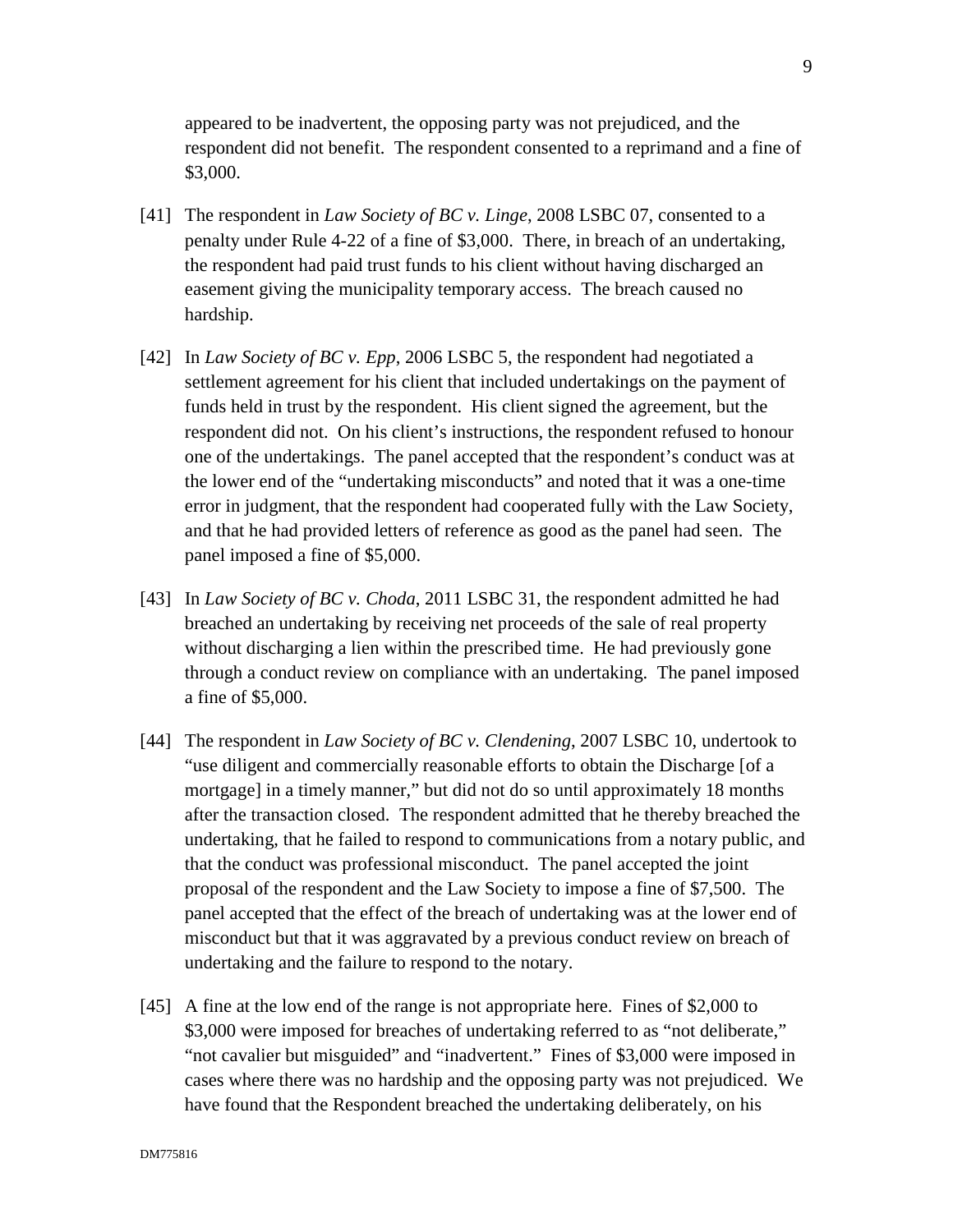appeared to be inadvertent, the opposing party was not prejudiced, and the respondent did not benefit. The respondent consented to a reprimand and a fine of $3,000.

[41] The respondent in *Law Society of BC v. Linge*, 2008 LSBC 07, consented to a penalty under Rule 4-22 of a fine of $3,000. There, in breach of an undertaking, the respondent had paid trust funds to his client without having discharged an easement giving the municipality temporary access. The breach caused no hardship.

[42] In *Law Society of BC v. Epp*, 2006 LSBC 5, the respondent had negotiated a settlement agreement for his client that included undertakings on the payment of funds held in trust by the respondent. His client signed the agreement, but the respondent did not. On his client's instructions, the respondent refused to honour one of the undertakings. The panel accepted that the respondent's conduct was at the lower end of the "undertaking misconducts" and noted that it was a one-time error in judgment, that the respondent had cooperated fully with the Law Society, and that he had provided letters of reference as good as the panel had seen. The panel imposed a fine of $5,000.

[43] In *Law Society of BC v. Choda*, 2011 LSBC 31, the respondent admitted he had breached an undertaking by receiving net proceeds of the sale of real property without discharging a lien within the prescribed time. He had previously gone through a conduct review on compliance with an undertaking. The panel imposed a fine of $5,000.

[44] The respondent in *Law Society of BC v. Clendening*, 2007 LSBC 10, undertook to "use diligent and commercially reasonable efforts to obtain the Discharge [of a mortgage] in a timely manner," but did not do so until approximately 18 months after the transaction closed. The respondent admitted that he thereby breached the undertaking, that he failed to respond to communications from a notary public, and that the conduct was professional misconduct. The panel accepted the joint proposal of the respondent and the Law Society to impose a fine of $7,500. The panel accepted that the effect of the breach of undertaking was at the lower end of misconduct but that it was aggravated by a previous conduct review on breach of undertaking and the failure to respond to the notary.

[45] A fine at the low end of the range is not appropriate here. Fines of $2,000 to $3,000 were imposed for breaches of undertaking referred to as "not deliberate," "not cavalier but misguided" and "inadvertent." Fines of $3,000 were imposed in cases where there was no hardship and the opposing party was not prejudiced. We have found that the Respondent breached the undertaking deliberately, on his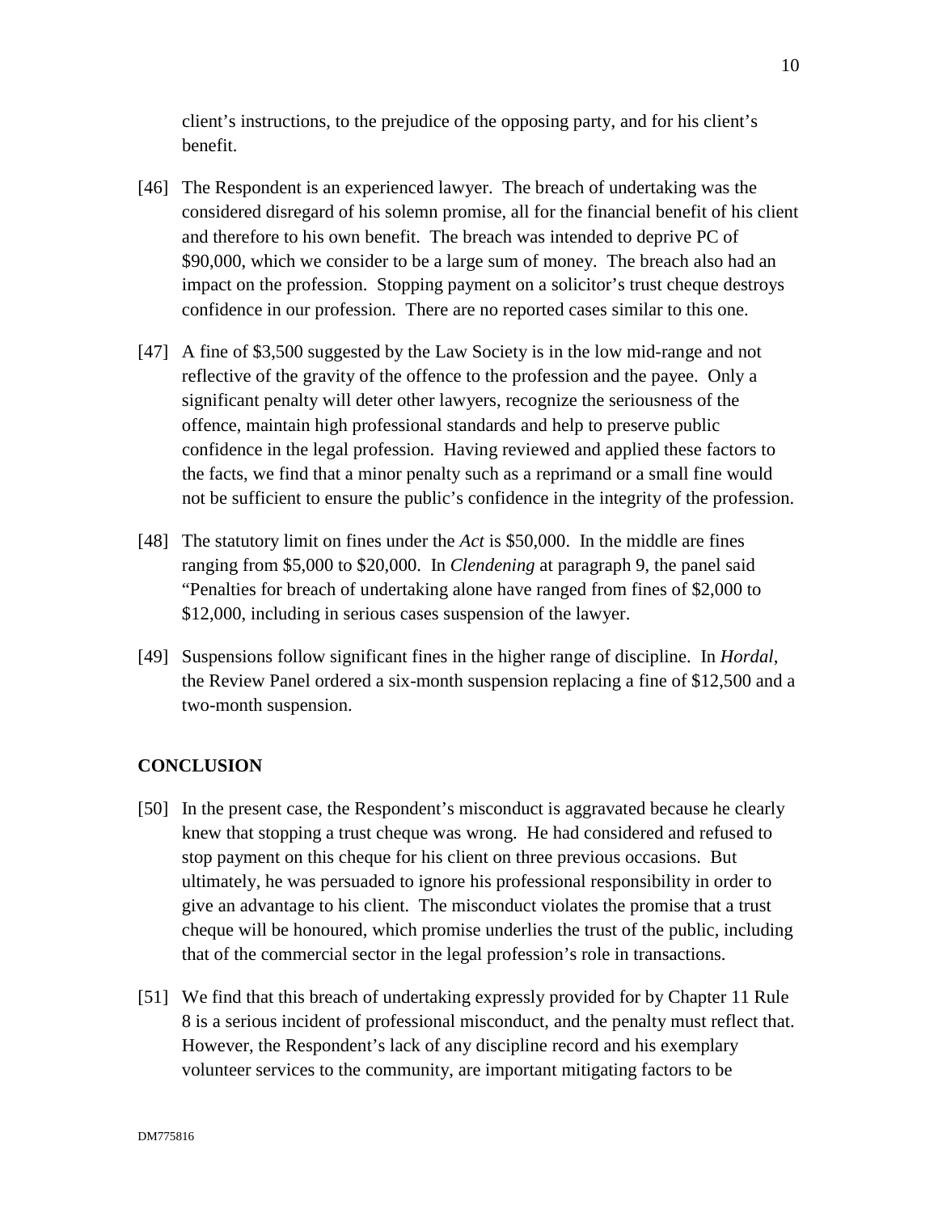client's instructions, to the prejudice of the opposing party, and for his client's benefit.

[46] The Respondent is an experienced lawyer. The breach of undertaking was the considered disregard of his solemn promise, all for the financial benefit of his client and therefore to his own benefit. The breach was intended to deprive PC of $90,000, which we consider to be a large sum of money. The breach also had an impact on the profession. Stopping payment on a solicitor's trust cheque destroys confidence in our profession. There are no reported cases similar to this one.

[47] A fine of $3,500 suggested by the Law Society is in the low mid-range and not reflective of the gravity of the offence to the profession and the payee. Only a significant penalty will deter other lawyers, recognize the seriousness of the offence, maintain high professional standards and help to preserve public confidence in the legal profession. Having reviewed and applied these factors to the facts, we find that a minor penalty such as a reprimand or a small fine would not be sufficient to ensure the public's confidence in the integrity of the profession.

[48] The statutory limit on fines under the *Act* is $50,000. In the middle are fines ranging from $5,000 to $20,000. In *Clendening* at paragraph 9, the panel said "Penalties for breach of undertaking alone have ranged from fines of $2,000 to $12,000, including in serious cases suspension of the lawyer.

[49] Suspensions follow significant fines in the higher range of discipline. In *Hordal*, the Review Panel ordered a six-month suspension replacing a fine of $12,500 and a two-month suspension.

## CONCLUSION

[50] In the present case, the Respondent's misconduct is aggravated because he clearly knew that stopping a trust cheque was wrong. He had considered and refused to stop payment on this cheque for his client on three previous occasions. But ultimately, he was persuaded to ignore his professional responsibility in order to give an advantage to his client. The misconduct violates the promise that a trust cheque will be honoured, which promise underlies the trust of the public, including that of the commercial sector in the legal profession's role in transactions.

[51] We find that this breach of undertaking expressly provided for by Chapter 11 Rule 8 is a serious incident of professional misconduct, and the penalty must reflect that. However, the Respondent's lack of any discipline record and his exemplary volunteer services to the community, are important mitigating factors to be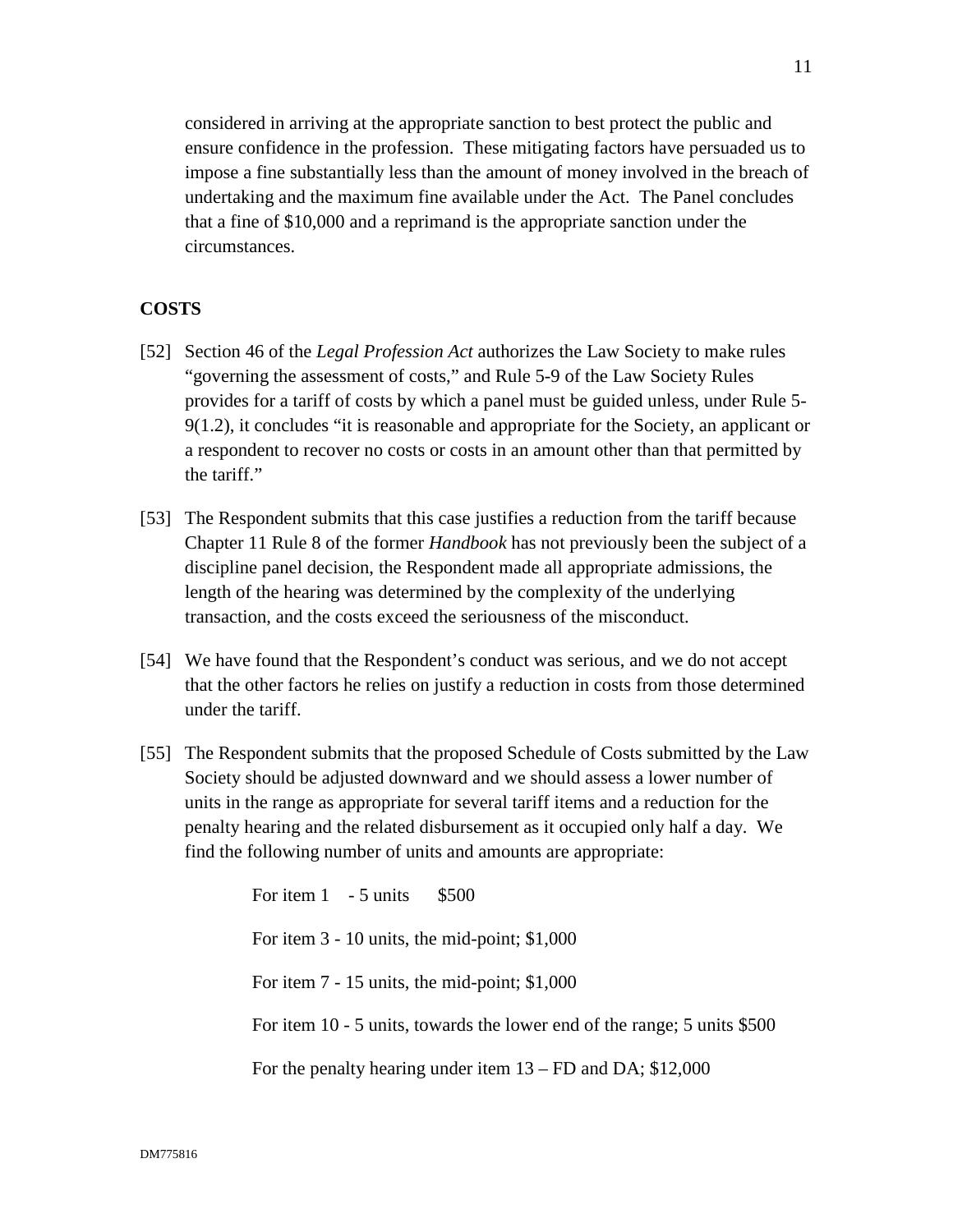considered in arriving at the appropriate sanction to best protect the public and ensure confidence in the profession. These mitigating factors have persuaded us to impose a fine substantially less than the amount of money involved in the breach of undertaking and the maximum fine available under the Act. The Panel concludes that a fine of $10,000 and a reprimand is the appropriate sanction under the circumstances.

## COSTS

[52] Section 46 of the *Legal Profession Act* authorizes the Law Society to make rules "governing the assessment of costs," and Rule 5-9 of the Law Society Rules provides for a tariff of costs by which a panel must be guided unless, under Rule 5-9(1.2), it concludes "it is reasonable and appropriate for the Society, an applicant or a respondent to recover no costs or costs in an amount other than that permitted by the tariff."

[53] The Respondent submits that this case justifies a reduction from the tariff because Chapter 11 Rule 8 of the former *Handbook* has not previously been the subject of a discipline panel decision, the Respondent made all appropriate admissions, the length of the hearing was determined by the complexity of the underlying transaction, and the costs exceed the seriousness of the misconduct.

[54] We have found that the Respondent's conduct was serious, and we do not accept that the other factors he relies on justify a reduction in costs from those determined under the tariff.

[55] The Respondent submits that the proposed Schedule of Costs submitted by the Law Society should be adjusted downward and we should assess a lower number of units in the range as appropriate for several tariff items and a reduction for the penalty hearing and the related disbursement as it occupied only half a day. We find the following number of units and amounts are appropriate:

For item 1 - 5 units $500

For item 3 - 10 units, the mid-point; $1,000

For item 7 - 15 units, the mid-point; $1,000

For item 10 - 5 units, towards the lower end of the range; 5 units $500

For the penalty hearing under item 13 – FD and DA; $12,000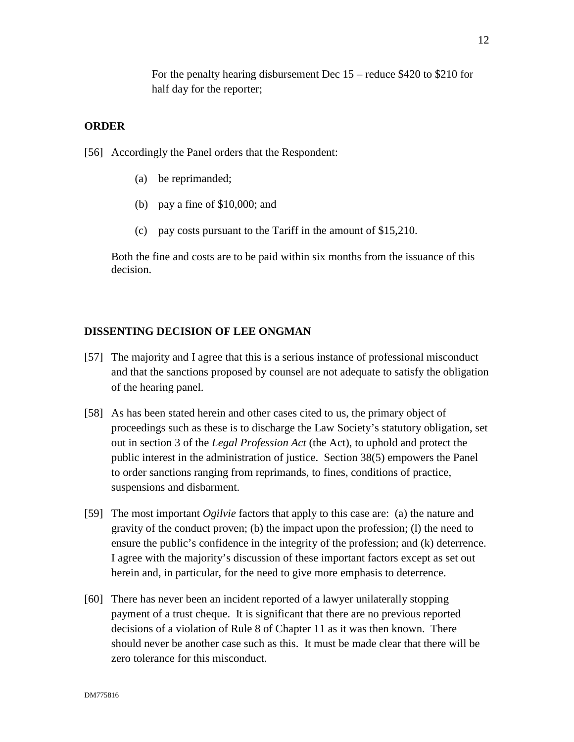For the penalty hearing disbursement Dec 15 – reduce $420 to $210 for half day for the reporter;

## ORDER

[56] Accordingly the Panel orders that the Respondent:

(a) be reprimanded;

(b) pay a fine of $10,000; and

(c) pay costs pursuant to the Tariff in the amount of $15,210.

Both the fine and costs are to be paid within six months from the issuance of this decision.

## DISSENTING DECISION OF LEE ONGMAN

[57] The majority and I agree that this is a serious instance of professional misconduct and that the sanctions proposed by counsel are not adequate to satisfy the obligation of the hearing panel.

[58] As has been stated herein and other cases cited to us, the primary object of proceedings such as these is to discharge the Law Society's statutory obligation, set out in section 3 of the *Legal Profession Act* (the Act), to uphold and protect the public interest in the administration of justice. Section 38(5) empowers the Panel to order sanctions ranging from reprimands, to fines, conditions of practice, suspensions and disbarment.

[59] The most important *Ogilvie* factors that apply to this case are: (a) the nature and gravity of the conduct proven; (b) the impact upon the profession; (l) the need to ensure the public's confidence in the integrity of the profession; and (k) deterrence. I agree with the majority's discussion of these important factors except as set out herein and, in particular, for the need to give more emphasis to deterrence.

[60] There has never been an incident reported of a lawyer unilaterally stopping payment of a trust cheque. It is significant that there are no previous reported decisions of a violation of Rule 8 of Chapter 11 as it was then known. There should never be another case such as this. It must be made clear that there will be zero tolerance for this misconduct.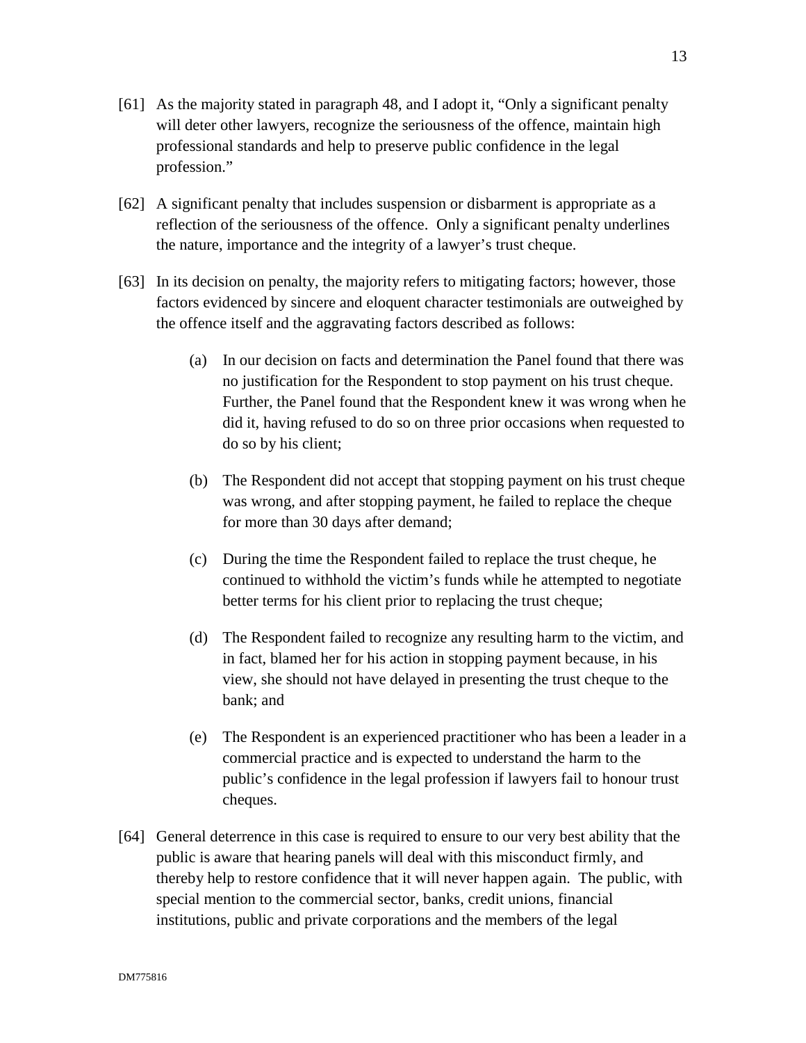[61] As the majority stated in paragraph 48, and I adopt it, "Only a significant penalty will deter other lawyers, recognize the seriousness of the offence, maintain high professional standards and help to preserve public confidence in the legal profession."

[62] A significant penalty that includes suspension or disbarment is appropriate as a reflection of the seriousness of the offence. Only a significant penalty underlines the nature, importance and the integrity of a lawyer's trust cheque.

[63] In its decision on penalty, the majority refers to mitigating factors; however, those factors evidenced by sincere and eloquent character testimonials are outweighed by the offence itself and the aggravating factors described as follows:

> (a) In our decision on facts and determination the Panel found that there was no justification for the Respondent to stop payment on his trust cheque. Further, the Panel found that the Respondent knew it was wrong when he did it, having refused to do so on three prior occasions when requested to do so by his client;
>
> (b) The Respondent did not accept that stopping payment on his trust cheque was wrong, and after stopping payment, he failed to replace the cheque for more than 30 days after demand;
>
> (c) During the time the Respondent failed to replace the trust cheque, he continued to withhold the victim's funds while he attempted to negotiate better terms for his client prior to replacing the trust cheque;
>
> (d) The Respondent failed to recognize any resulting harm to the victim, and in fact, blamed her for his action in stopping payment because, in his view, she should not have delayed in presenting the trust cheque to the bank; and
>
> (e) The Respondent is an experienced practitioner who has been a leader in a commercial practice and is expected to understand the harm to the public's confidence in the legal profession if lawyers fail to honour trust cheques.

[64] General deterrence in this case is required to ensure to our very best ability that the public is aware that hearing panels will deal with this misconduct firmly, and thereby help to restore confidence that it will never happen again. The public, with special mention to the commercial sector, banks, credit unions, financial institutions, public and private corporations and the members of the legal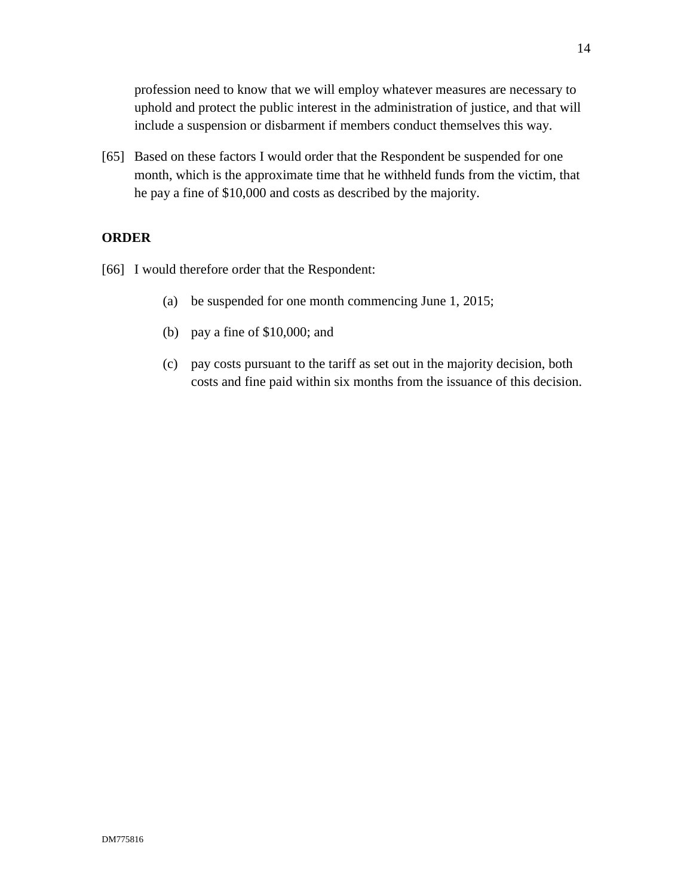profession need to know that we will employ whatever measures are necessary to uphold and protect the public interest in the administration of justice, and that will include a suspension or disbarment if members conduct themselves this way.

[65] Based on these factors I would order that the Respondent be suspended for one month, which is the approximate time that he withheld funds from the victim, that he pay a fine of $10,000 and costs as described by the majority.

**ORDER**

[66] I would therefore order that the Respondent:

(a) be suspended for one month commencing June 1, 2015;

(b) pay a fine of $10,000; and

(c) pay costs pursuant to the tariff as set out in the majority decision, both costs and fine paid within six months from the issuance of this decision.